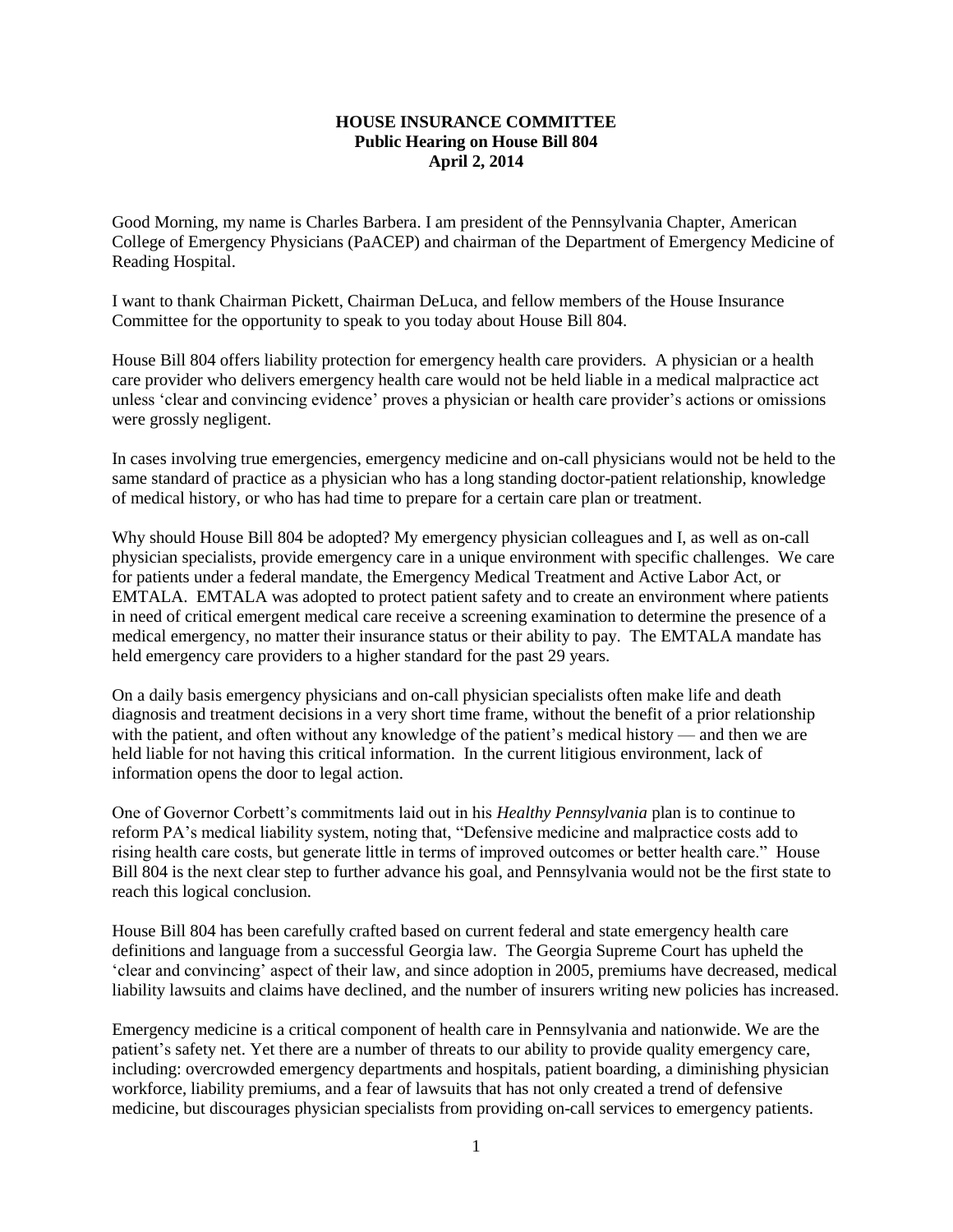**HOUSE INSURANCE COMMITTEE**
**Public Hearing on House Bill 804**
**April 2, 2014**

Good Morning, my name is Charles Barbera. I am president of the Pennsylvania Chapter, American College of Emergency Physicians (PaACEP) and chairman of the Department of Emergency Medicine of Reading Hospital.

I want to thank Chairman Pickett, Chairman DeLuca, and fellow members of the House Insurance Committee for the opportunity to speak to you today about House Bill 804.

House Bill 804 offers liability protection for emergency health care providers. A physician or a health care provider who delivers emergency health care would not be held liable in a medical malpractice act unless 'clear and convincing evidence' proves a physician or health care provider's actions or omissions were grossly negligent.

In cases involving true emergencies, emergency medicine and on-call physicians would not be held to the same standard of practice as a physician who has a long standing doctor-patient relationship, knowledge of medical history, or who has had time to prepare for a certain care plan or treatment.

Why should House Bill 804 be adopted? My emergency physician colleagues and I, as well as on-call physician specialists, provide emergency care in a unique environment with specific challenges. We care for patients under a federal mandate, the Emergency Medical Treatment and Active Labor Act, or EMTALA. EMTALA was adopted to protect patient safety and to create an environment where patients in need of critical emergent medical care receive a screening examination to determine the presence of a medical emergency, no matter their insurance status or their ability to pay. The EMTALA mandate has held emergency care providers to a higher standard for the past 29 years.

On a daily basis emergency physicians and on-call physician specialists often make life and death diagnosis and treatment decisions in a very short time frame, without the benefit of a prior relationship with the patient, and often without any knowledge of the patient's medical history — and then we are held liable for not having this critical information. In the current litigious environment, lack of information opens the door to legal action.

One of Governor Corbett's commitments laid out in his *Healthy Pennsylvania* plan is to continue to reform PA's medical liability system, noting that, "Defensive medicine and malpractice costs add to rising health care costs, but generate little in terms of improved outcomes or better health care." House Bill 804 is the next clear step to further advance his goal, and Pennsylvania would not be the first state to reach this logical conclusion.

House Bill 804 has been carefully crafted based on current federal and state emergency health care definitions and language from a successful Georgia law. The Georgia Supreme Court has upheld the 'clear and convincing' aspect of their law, and since adoption in 2005, premiums have decreased, medical liability lawsuits and claims have declined, and the number of insurers writing new policies has increased.

Emergency medicine is a critical component of health care in Pennsylvania and nationwide. We are the patient's safety net. Yet there are a number of threats to our ability to provide quality emergency care, including: overcrowded emergency departments and hospitals, patient boarding, a diminishing physician workforce, liability premiums, and a fear of lawsuits that has not only created a trend of defensive medicine, but discourages physician specialists from providing on-call services to emergency patients.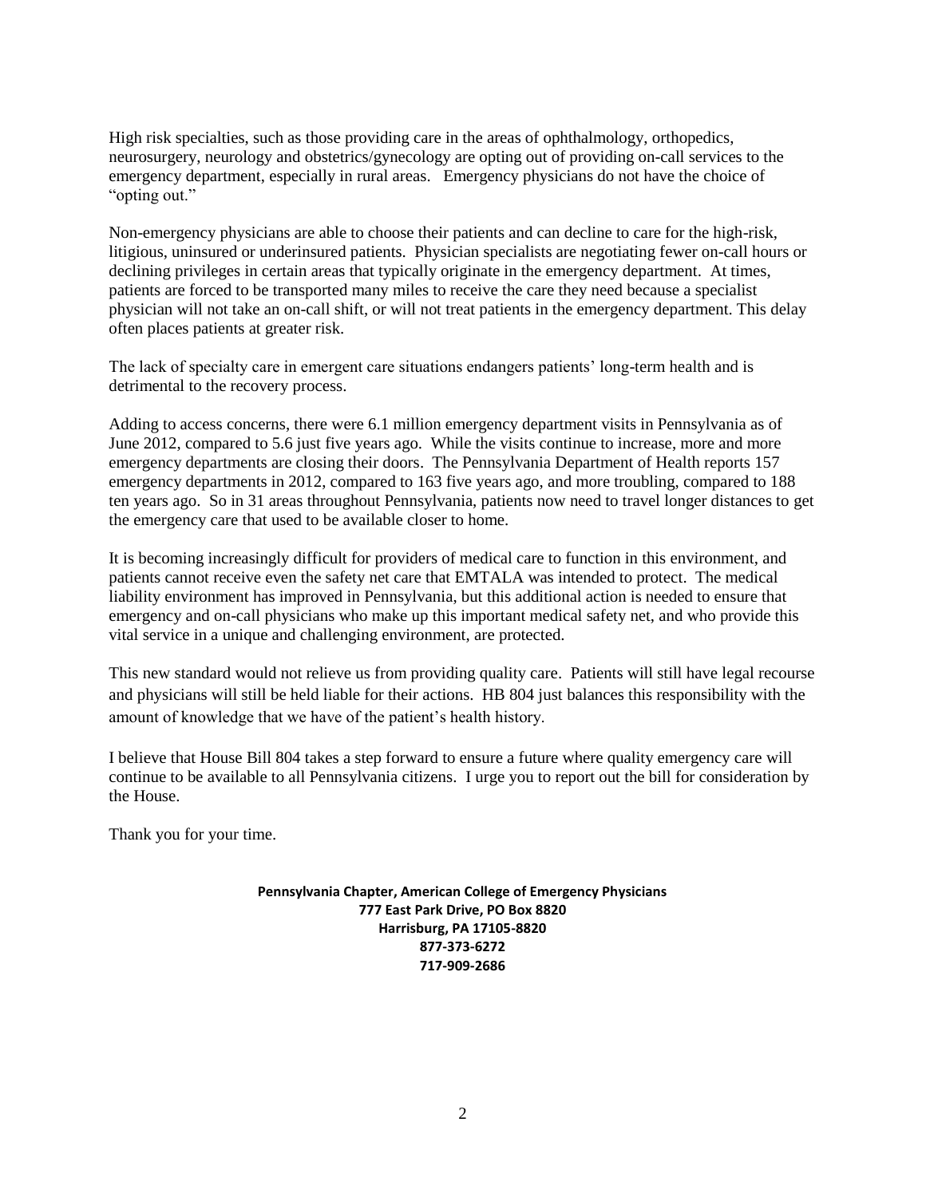High risk specialties, such as those providing care in the areas of ophthalmology, orthopedics, neurosurgery, neurology and obstetrics/gynecology are opting out of providing on-call services to the emergency department, especially in rural areas. Emergency physicians do not have the choice of "opting out."

Non-emergency physicians are able to choose their patients and can decline to care for the high-risk, litigious, uninsured or underinsured patients. Physician specialists are negotiating fewer on-call hours or declining privileges in certain areas that typically originate in the emergency department. At times, patients are forced to be transported many miles to receive the care they need because a specialist physician will not take an on-call shift, or will not treat patients in the emergency department. This delay often places patients at greater risk.

The lack of specialty care in emergent care situations endangers patients' long-term health and is detrimental to the recovery process.

Adding to access concerns, there were 6.1 million emergency department visits in Pennsylvania as of June 2012, compared to 5.6 just five years ago. While the visits continue to increase, more and more emergency departments are closing their doors. The Pennsylvania Department of Health reports 157 emergency departments in 2012, compared to 163 five years ago, and more troubling, compared to 188 ten years ago. So in 31 areas throughout Pennsylvania, patients now need to travel longer distances to get the emergency care that used to be available closer to home.

It is becoming increasingly difficult for providers of medical care to function in this environment, and patients cannot receive even the safety net care that EMTALA was intended to protect. The medical liability environment has improved in Pennsylvania, but this additional action is needed to ensure that emergency and on-call physicians who make up this important medical safety net, and who provide this vital service in a unique and challenging environment, are protected.

This new standard would not relieve us from providing quality care. Patients will still have legal recourse and physicians will still be held liable for their actions. HB 804 just balances this responsibility with the amount of knowledge that we have of the patient's health history.

I believe that House Bill 804 takes a step forward to ensure a future where quality emergency care will continue to be available to all Pennsylvania citizens. I urge you to report out the bill for consideration by the House.

Thank you for your time.

**Pennsylvania Chapter, American College of Emergency Physicians**
**777 East Park Drive, PO Box 8820**
**Harrisburg, PA 17105-8820**
**877-373-6272**
**717-909-2686**